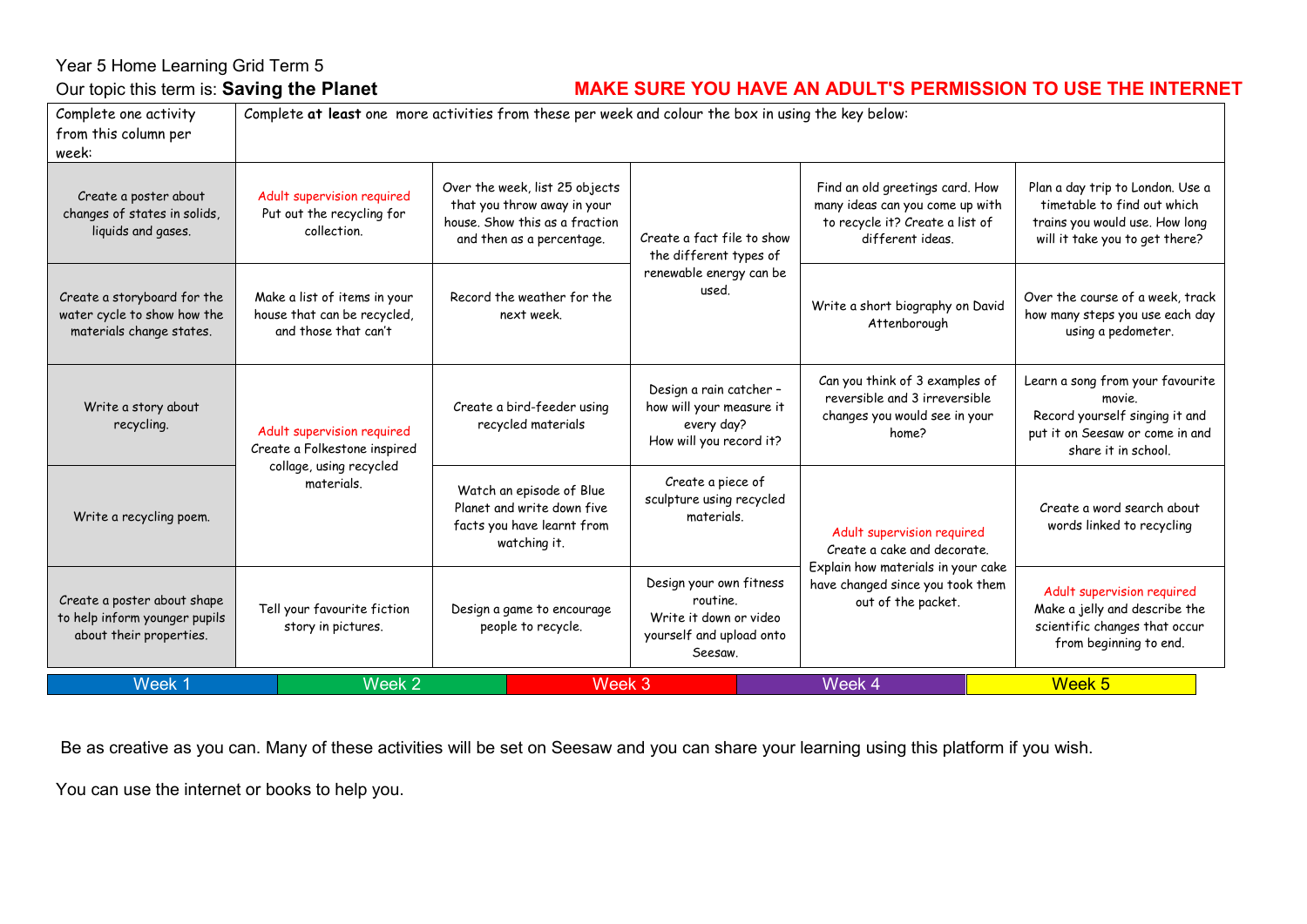Year 5 Home Learning Grid Term 5

Our topic this term is: **Saving the Planet**

**MAKE SURE YOU HAVE AN ADULT'S PERMISSION TO USE THE INTERNET**

| Complete one activity from this column per week: | Complete **at least** one more activities from these per week and colour the box in using the key below: | | | | |
|---|---|---|---|---|---|
| Create a poster about changes of states in solids, liquids and gases. | Adult supervision required<br>Put out the recycling for collection. | Over the week, list 25 objects that you throw away in your house. Show this as a fraction and then as a percentage. | Create a fact file to show the different types of renewable energy can be used. | Find an old greetings card. How many ideas can you come up with to recycle it? Create a list of different ideas. | Plan a day trip to London. Use a timetable to find out which trains you would use. How long will it take you to get there? |
| Create a storyboard for the water cycle to show how the materials change states. | Make a list of items in your house that can be recycled, and those that can't | Record the weather for the next week. | | Write a short biography on David Attenborough | Over the course of a week, track how many steps you use each day using a pedometer. |
| Write a story about recycling. | Adult supervision required<br>Create a Folkestone inspired collage, using recycled materials. | Create a bird-feeder using recycled materials | Design a rain catcher – how will your measure it every day?<br>How will you record it? | Can you think of 3 examples of reversible and 3 irreversible changes you would see in your home? | Learn a song from your favourite movie.<br>Record yourself singing it and put it on Seesaw or come in and share it in school. |
| Write a recycling poem. | | Watch an episode of Blue Planet and write down five facts you have learnt from watching it. | Create a piece of sculpture using recycled materials. | Adult supervision required<br>Create a cake and decorate. Explain how materials in your cake have changed since you took them out of the packet. | Create a word search about words linked to recycling |
| Create a poster about shape to help inform younger pupils about their properties. | Tell your favourite fiction story in pictures. | Design a game to encourage people to recycle. | Design your own fitness routine.<br>Write it down or video yourself and upload onto Seesaw. | | Adult supervision required<br>Make a jelly and describe the scientific changes that occur from beginning to end. |

| Week 1 | Week 2 | Week 3 | Week 4 | Week 5 |
|---|---|---|---|---|

Be as creative as you can. Many of these activities will be set on Seesaw and you can share your learning using this platform if you wish.

You can use the internet or books to help you.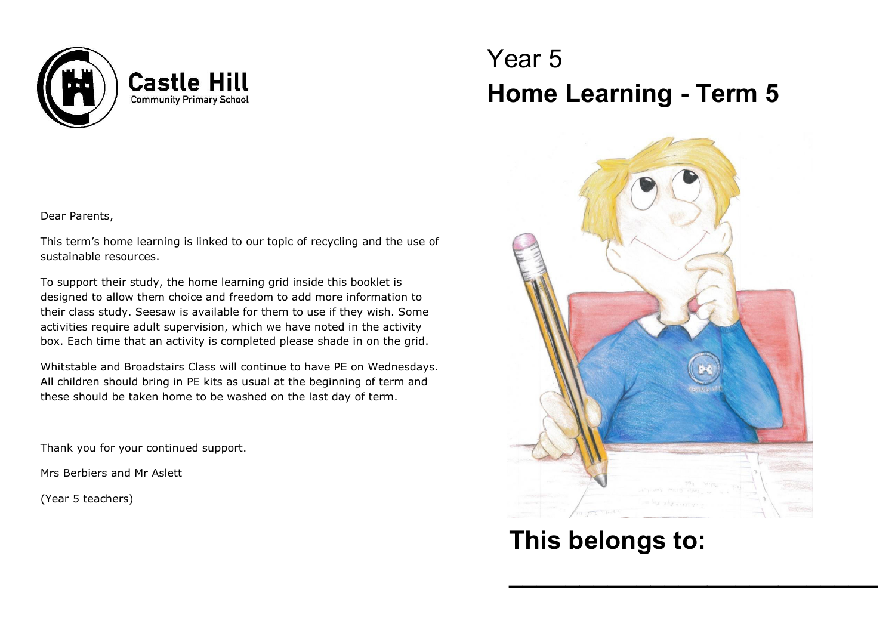Castle Hill
Community Primary School

Dear Parents,

This term's home learning is linked to our topic of recycling and the use of sustainable resources.

To support their study, the home learning grid inside this booklet is designed to allow them choice and freedom to add more information to their class study. Seesaw is available for them to use if they wish. Some activities require adult supervision, which we have noted in the activity box. Each time that an activity is completed please shade in on the grid.

Whitstable and Broadstairs Class will continue to have PE on Wednesdays. All children should bring in PE kits as usual at the beginning of term and these should be taken home to be washed on the last day of term.

Thank you for your continued support.

Mrs Berbiers and Mr Aslett

(Year 5 teachers)

# Year 5

# Home Learning - Term 5

## This belongs to:

______________________